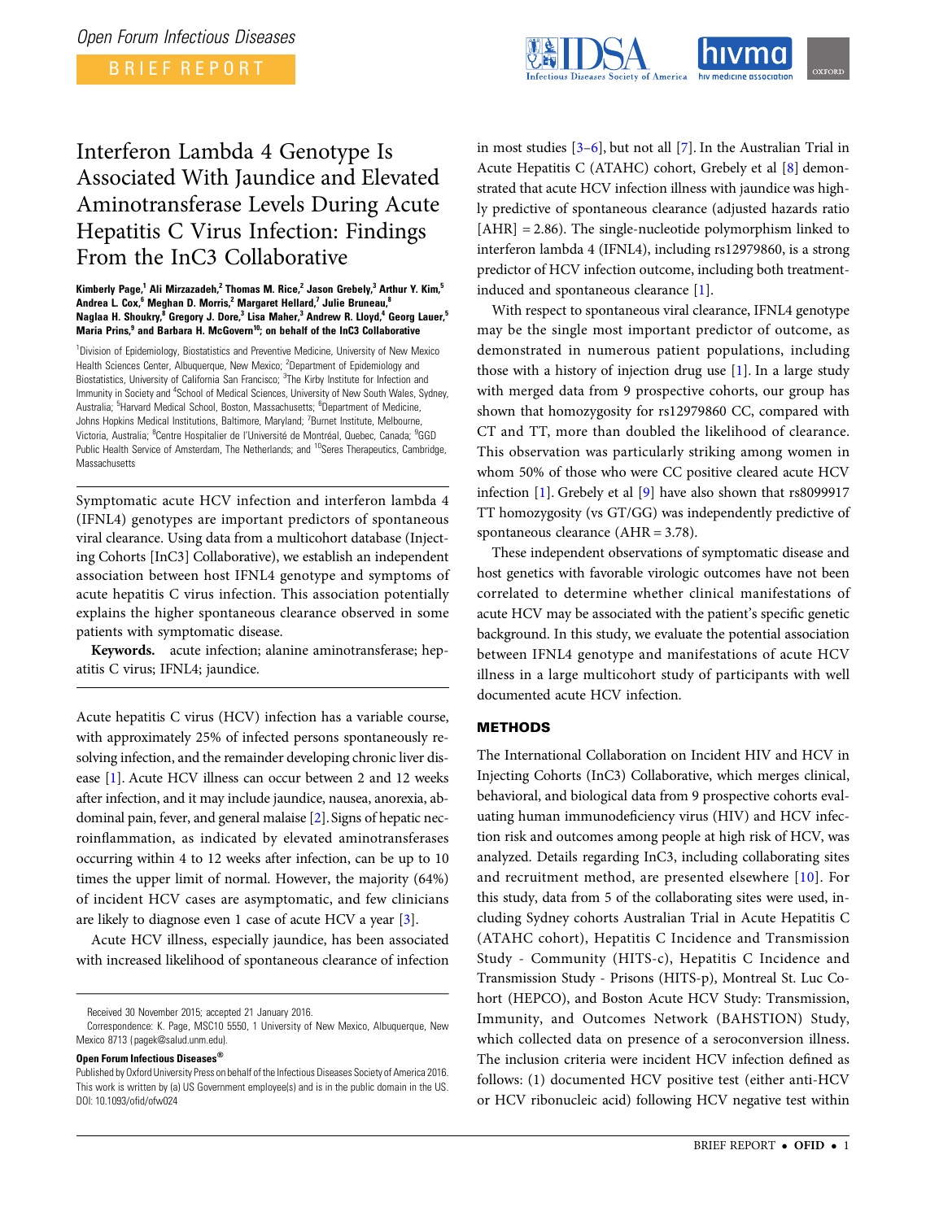BRIEF REPORT

# Interferon Lambda 4 Genotype Is Associated With Jaundice and Elevated Aminotransferase Levels During Acute Hepatitis C Virus Infection: Findings From the InC3 Collaborative

**Kimberly Page,[1] Ali Mirzazadeh,[2] Thomas M. Rice,[2] Jason Grebely,[3] Arthur Y. Kim,[5] Andrea L. Cox,[6] Meghan D. Morris,[2] Margaret Hellard,[7] Julie Bruneau,[8] Naglaa H. Shoukry,[8] Gregory J. Dore,[3] Lisa Maher,[3] Andrew R. Lloyd,[4] Georg Lauer,[5] Maria Prins,[9] and Barbara H. McGovern[10]; on behalf of the InC3 Collaborative**

[1]Division of Epidemiology, Biostatistics and Preventive Medicine, University of New Mexico Health Sciences Center, Albuquerque, New Mexico; [2]Department of Epidemiology and Biostatistics, University of California San Francisco; [3]The Kirby Institute for Infection and Immunity in Society and [4]School of Medical Sciences, University of New South Wales, Sydney, Australia; [5]Harvard Medical School, Boston, Massachusetts; [6]Department of Medicine, Johns Hopkins Medical Institutions, Baltimore, Maryland; [7]Burnet Institute, Melbourne, Victoria, Australia; [8]Centre Hospitalier de l'Université de Montréal, Quebec, Canada; [9]GGD Public Health Service of Amsterdam, The Netherlands; and [10]Seres Therapeutics, Cambridge, Massachusetts

Symptomatic acute HCV infection and interferon lambda 4 (IFNL4) genotypes are important predictors of spontaneous viral clearance. Using data from a multicohort database (Injecting Cohorts [InC3] Collaborative), we establish an independent association between host IFNL4 genotype and symptoms of acute hepatitis C virus infection. This association potentially explains the higher spontaneous clearance observed in some patients with symptomatic disease.

**Keywords.** acute infection; alanine aminotransferase; hepatitis C virus; IFNL4; jaundice.

Acute hepatitis C virus (HCV) infection has a variable course, with approximately 25% of infected persons spontaneously resolving infection, and the remainder developing chronic liver disease [1]. Acute HCV illness can occur between 2 and 12 weeks after infection, and it may include jaundice, nausea, anorexia, abdominal pain, fever, and general malaise [2]. Signs of hepatic necroinflammation, as indicated by elevated aminotransferases occurring within 4 to 12 weeks after infection, can be up to 10 times the upper limit of normal. However, the majority (64%) of incident HCV cases are asymptomatic, and few clinicians are likely to diagnose even 1 case of acute HCV a year [3].

Acute HCV illness, especially jaundice, has been associated with increased likelihood of spontaneous clearance of infection in most studies [3–6], but not all [7]. In the Australian Trial in Acute Hepatitis C (ATAHC) cohort, Grebely et al [8] demonstrated that acute HCV infection illness with jaundice was highly predictive of spontaneous clearance (adjusted hazards ratio [AHR] = 2.86). The single-nucleotide polymorphism linked to interferon lambda 4 (IFNL4), including rs12979860, is a strong predictor of HCV infection outcome, including both treatment-induced and spontaneous clearance [1].

With respect to spontaneous viral clearance, IFNL4 genotype may be the single most important predictor of outcome, as demonstrated in numerous patient populations, including those with a history of injection drug use [1]. In a large study with merged data from 9 prospective cohorts, our group has shown that homozygosity for rs12979860 CC, compared with CT and TT, more than doubled the likelihood of clearance. This observation was particularly striking among women in whom 50% of those who were CC positive cleared acute HCV infection [1]. Grebely et al [9] have also shown that rs8099917 TT homozygosity (vs GT/GG) was independently predictive of spontaneous clearance (AHR = 3.78).

These independent observations of symptomatic disease and host genetics with favorable virologic outcomes have not been correlated to determine whether clinical manifestations of acute HCV may be associated with the patient's specific genetic background. In this study, we evaluate the potential association between IFNL4 genotype and manifestations of acute HCV illness in a large multicohort study of participants with well documented acute HCV infection.

## METHODS

The International Collaboration on Incident HIV and HCV in Injecting Cohorts (InC3) Collaborative, which merges clinical, behavioral, and biological data from 9 prospective cohorts evaluating human immunodeficiency virus (HIV) and HCV infection risk and outcomes among people at high risk of HCV, was analyzed. Details regarding InC3, including collaborating sites and recruitment method, are presented elsewhere [10]. For this study, data from 5 of the collaborating sites were used, including Sydney cohorts Australian Trial in Acute Hepatitis C (ATAHC cohort), Hepatitis C Incidence and Transmission Study - Community (HITS-c), Hepatitis C Incidence and Transmission Study - Prisons (HITS-p), Montreal St. Luc Cohort (HEPCO), and Boston Acute HCV Study: Transmission, Immunity, and Outcomes Network (BAHSTION) Study, which collected data on presence of a seroconversion illness. The inclusion criteria were incident HCV infection defined as follows: (1) documented HCV positive test (either anti-HCV or HCV ribonucleic acid) following HCV negative test within

Received 30 November 2015; accepted 21 January 2016.

Correspondence: K. Page, MSC10 5550, 1 University of New Mexico, Albuquerque, New Mexico 8713 (pagek@salud.unm.edu).

**Open Forum Infectious Diseases®**

Published by Oxford University Press on behalf of the Infectious Diseases Society of America 2016. This work is written by (a) US Government employee(s) and is in the public domain in the US. DOI: 10.1093/ofid/ofw024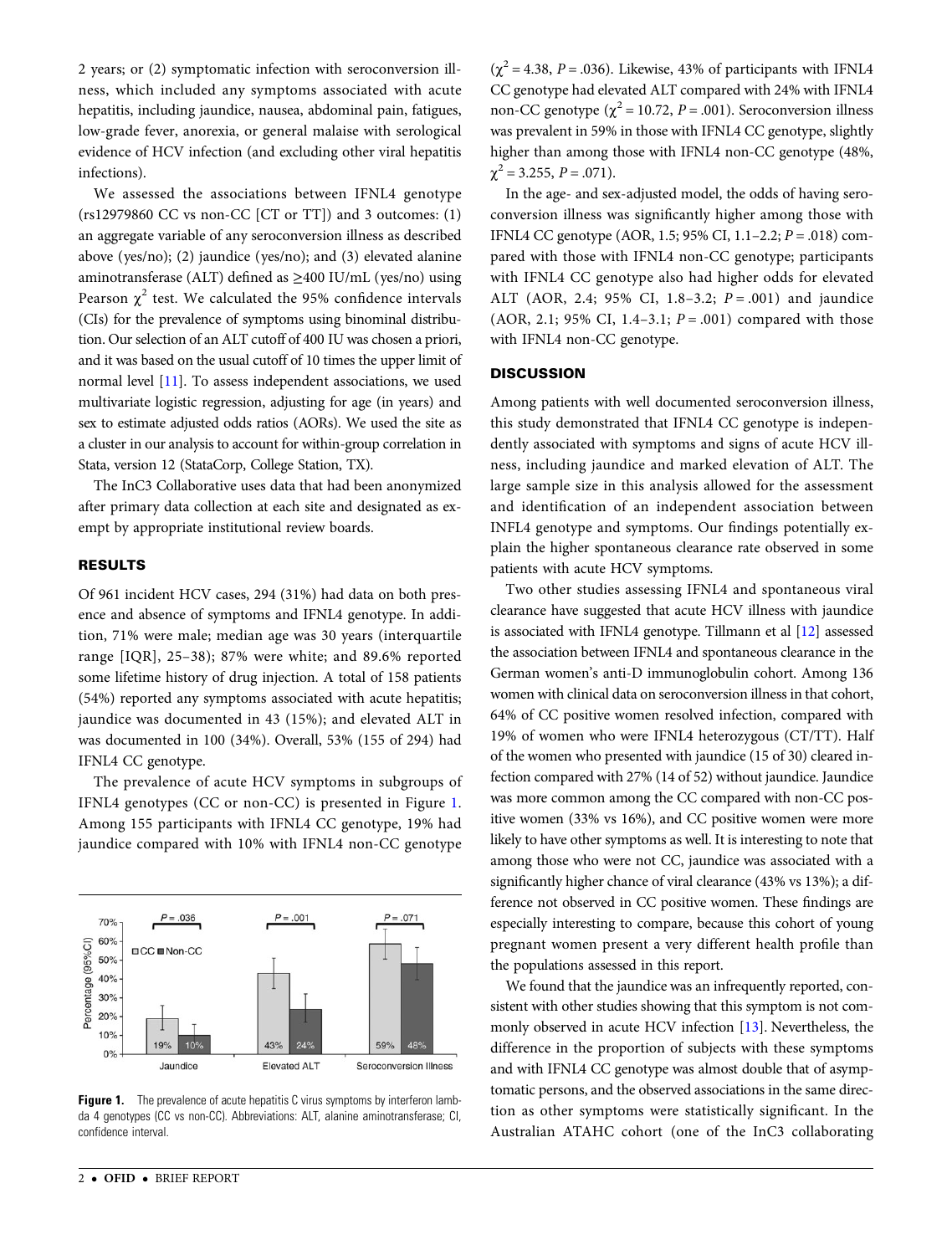2 years; or (2) symptomatic infection with seroconversion illness, which included any symptoms associated with acute hepatitis, including jaundice, nausea, abdominal pain, fatigues, low-grade fever, anorexia, or general malaise with serological evidence of HCV infection (and excluding other viral hepatitis infections).

We assessed the associations between IFNL4 genotype (rs12979860 CC vs non-CC [CT or TT]) and 3 outcomes: (1) an aggregate variable of any seroconversion illness as described above (yes/no); (2) jaundice (yes/no); and (3) elevated alanine aminotransferase (ALT) defined as ≥400 IU/mL (yes/no) using Pearson $\chi^2$ test. We calculated the 95% confidence intervals (CIs) for the prevalence of symptoms using binominal distribution. Our selection of an ALT cutoff of 400 IU was chosen a priori, and it was based on the usual cutoff of 10 times the upper limit of normal level [11]. To assess independent associations, we used multivariate logistic regression, adjusting for age (in years) and sex to estimate adjusted odds ratios (AORs). We used the site as a cluster in our analysis to account for within-group correlation in Stata, version 12 (StataCorp, College Station, TX).

The InC3 Collaborative uses data that had been anonymized after primary data collection at each site and designated as exempt by appropriate institutional review boards.

## RESULTS

Of 961 incident HCV cases, 294 (31%) had data on both presence and absence of symptoms and IFNL4 genotype. In addition, 71% were male; median age was 30 years (interquartile range [IQR], 25–38); 87% were white; and 89.6% reported some lifetime history of drug injection. A total of 158 patients (54%) reported any symptoms associated with acute hepatitis; jaundice was documented in 43 (15%); and elevated ALT in was documented in 100 (34%). Overall, 53% (155 of 294) had IFNL4 CC genotype.

The prevalence of acute HCV symptoms in subgroups of IFNL4 genotypes (CC or non-CC) is presented in Figure 1. Among 155 participants with IFNL4 CC genotype, 19% had jaundice compared with 10% with IFNL4 non-CC genotype ($\chi^2$ = 4.38, $P$ = .036). Likewise, 43% of participants with IFNL4 CC genotype had elevated ALT compared with 24% with IFNL4 non-CC genotype ($\chi^2$ = 10.72, $P$ = .001). Seroconversion illness was prevalent in 59% in those with IFNL4 CC genotype, slightly higher than among those with IFNL4 non-CC genotype (48%, $\chi^2$ = 3.255, $P$ = .071).

In the age- and sex-adjusted model, the odds of having seroconversion illness was significantly higher among those with IFNL4 CC genotype (AOR, 1.5; 95% CI, 1.1–2.2; $P$ = .018) compared with those with IFNL4 non-CC genotype; participants with IFNL4 CC genotype also had higher odds for elevated ALT (AOR, 2.4; 95% CI, 1.8–3.2; $P$ = .001) and jaundice (AOR, 2.1; 95% CI, 1.4–3.1; $P$ = .001) compared with those with IFNL4 non-CC genotype.

P = .036
P = .001
P = .071
Percentage (95%CI)
70%
60%
50%
40%
30%
20%
10%
0%
CC Non-CC
19% 10%
43% 24%
59% 48%
Jaundice
Elevated ALT
Seroconversion Illness

**Figure 1.** The prevalence of acute hepatitis C virus symptoms by interferon lambda 4 genotypes (CC vs non-CC). Abbreviations: ALT, alanine aminotransferase; CI, confidence interval.

## DISCUSSION

Among patients with well documented seroconversion illness, this study demonstrated that IFNL4 CC genotype is independently associated with symptoms and signs of acute HCV illness, including jaundice and marked elevation of ALT. The large sample size in this analysis allowed for the assessment and identification of an independent association between INFL4 genotype and symptoms. Our findings potentially explain the higher spontaneous clearance rate observed in some patients with acute HCV symptoms.

Two other studies assessing IFNL4 and spontaneous viral clearance have suggested that acute HCV illness with jaundice is associated with IFNL4 genotype. Tillmann et al [12] assessed the association between IFNL4 and spontaneous clearance in the German women's anti-D immunoglobulin cohort. Among 136 women with clinical data on seroconversion illness in that cohort, 64% of CC positive women resolved infection, compared with 19% of women who were IFNL4 heterozygous (CT/TT). Half of the women who presented with jaundice (15 of 30) cleared infection compared with 27% (14 of 52) without jaundice. Jaundice was more common among the CC compared with non-CC positive women (33% vs 16%), and CC positive women were more likely to have other symptoms as well. It is interesting to note that among those who were not CC, jaundice was associated with a significantly higher chance of viral clearance (43% vs 13%); a difference not observed in CC positive women. These findings are especially interesting to compare, because this cohort of young pregnant women present a very different health profile than the populations assessed in this report.

We found that the jaundice was an infrequently reported, consistent with other studies showing that this symptom is not commonly observed in acute HCV infection [13]. Nevertheless, the difference in the proportion of subjects with these symptoms and with IFNL4 CC genotype was almost double that of asymptomatic persons, and the observed associations in the same direction as other symptoms were statistically significant. In the Australian ATAHC cohort (one of the InC3 collaborating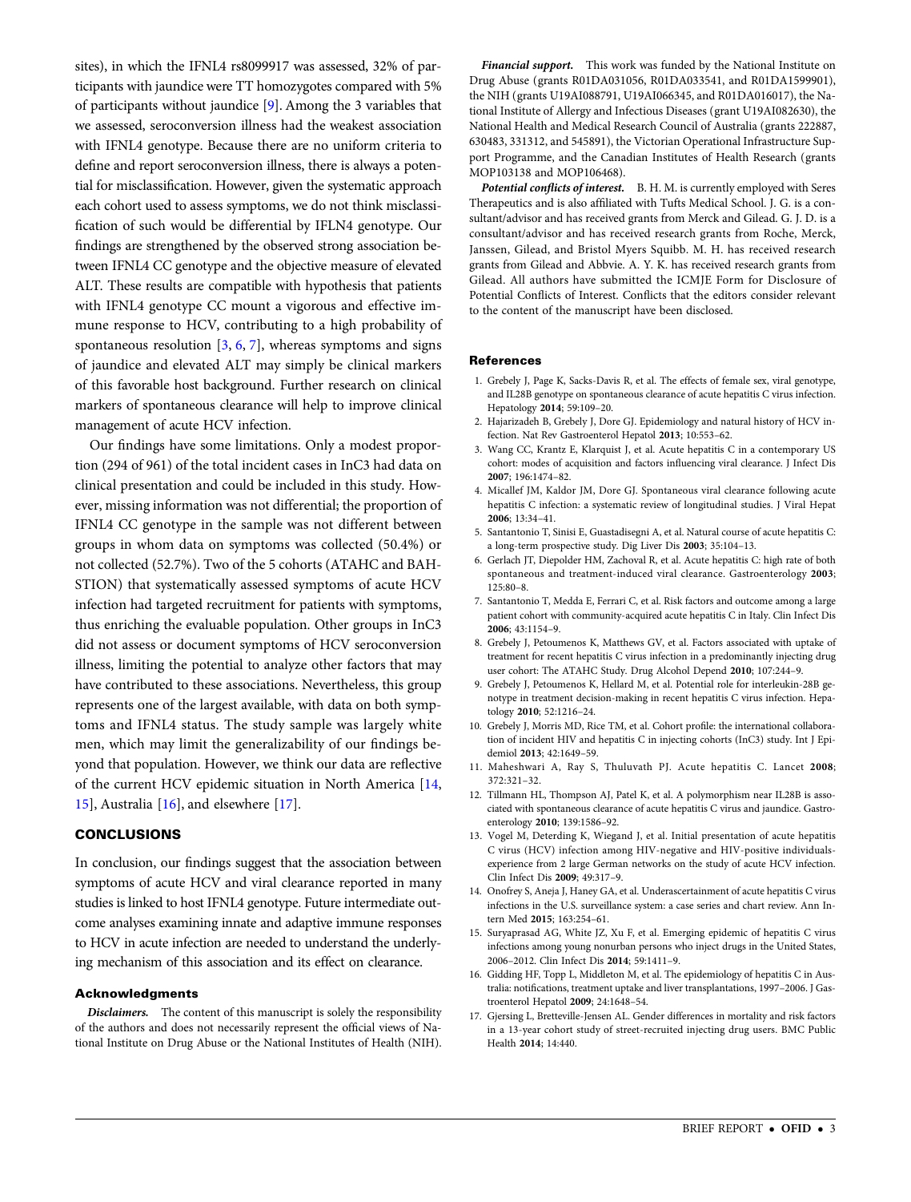sites), in which the IFNL4 rs8099917 was assessed, 32% of participants with jaundice were TT homozygotes compared with 5% of participants without jaundice [9]. Among the 3 variables that we assessed, seroconversion illness had the weakest association with IFNL4 genotype. Because there are no uniform criteria to define and report seroconversion illness, there is always a potential for misclassification. However, given the systematic approach each cohort used to assess symptoms, we do not think misclassification of such would be differential by IFLN4 genotype. Our findings are strengthened by the observed strong association between IFNL4 CC genotype and the objective measure of elevated ALT. These results are compatible with hypothesis that patients with IFNL4 genotype CC mount a vigorous and effective immune response to HCV, contributing to a high probability of spontaneous resolution [3, 6, 7], whereas symptoms and signs of jaundice and elevated ALT may simply be clinical markers of this favorable host background. Further research on clinical markers of spontaneous clearance will help to improve clinical management of acute HCV infection.

Our findings have some limitations. Only a modest proportion (294 of 961) of the total incident cases in InC3 had data on clinical presentation and could be included in this study. However, missing information was not differential; the proportion of IFNL4 CC genotype in the sample was not different between groups in whom data on symptoms was collected (50.4%) or not collected (52.7%). Two of the 5 cohorts (ATAHC and BAHSTION) that systematically assessed symptoms of acute HCV infection had targeted recruitment for patients with symptoms, thus enriching the evaluable population. Other groups in InC3 did not assess or document symptoms of HCV seroconversion illness, limiting the potential to analyze other factors that may have contributed to these associations. Nevertheless, this group represents one of the largest available, with data on both symptoms and IFNL4 status. The study sample was largely white men, which may limit the generalizability of our findings beyond that population. However, we think our data are reflective of the current HCV epidemic situation in North America [14, 15], Australia [16], and elsewhere [17].

## CONCLUSIONS

In conclusion, our findings suggest that the association between symptoms of acute HCV and viral clearance reported in many studies is linked to host IFNL4 genotype. Future intermediate outcome analyses examining innate and adaptive immune responses to HCV in acute infection are needed to understand the underlying mechanism of this association and its effect on clearance.

### Acknowledgments

***Disclaimers.*** The content of this manuscript is solely the responsibility of the authors and does not necessarily represent the official views of National Institute on Drug Abuse or the National Institutes of Health (NIH).

***Financial support.*** This work was funded by the National Institute on Drug Abuse (grants R01DA031056, R01DA033541, and R01DA1599901), the NIH (grants U19AI088791, U19AI066345, and R01DA016017), the National Institute of Allergy and Infectious Diseases (grant U19AI082630), the National Health and Medical Research Council of Australia (grants 222887, 630483, 331312, and 545891), the Victorian Operational Infrastructure Support Programme, and the Canadian Institutes of Health Research (grants MOP103138 and MOP106468).

***Potential conflicts of interest.*** B. H. M. is currently employed with Seres Therapeutics and is also affiliated with Tufts Medical School. J. G. is a consultant/advisor and has received grants from Merck and Gilead. G. J. D. is a consultant/advisor and has received research grants from Roche, Merck, Janssen, Gilead, and Bristol Myers Squibb. M. H. has received research grants from Gilead and Abbvie. A. Y. K. has received research grants from Gilead. All authors have submitted the ICMJE Form for Disclosure of Potential Conflicts of Interest. Conflicts that the editors consider relevant to the content of the manuscript have been disclosed.

### References

1. Grebely J, Page K, Sacks-Davis R, et al. The effects of female sex, viral genotype, and IL28B genotype on spontaneous clearance of acute hepatitis C virus infection. Hepatology **2014**; 59:109–20.
2. Hajarizadeh B, Grebely J, Dore GJ. Epidemiology and natural history of HCV infection. Nat Rev Gastroenterol Hepatol **2013**; 10:553–62.
3. Wang CC, Krantz E, Klarquist J, et al. Acute hepatitis C in a contemporary US cohort: modes of acquisition and factors influencing viral clearance. J Infect Dis **2007**; 196:1474–82.
4. Micallef JM, Kaldor JM, Dore GJ. Spontaneous viral clearance following acute hepatitis C infection: a systematic review of longitudinal studies. J Viral Hepat **2006**; 13:34–41.
5. Santantonio T, Sinisi E, Guastadisegni A, et al. Natural course of acute hepatitis C: a long-term prospective study. Dig Liver Dis **2003**; 35:104–13.
6. Gerlach JT, Diepolder HM, Zachoval R, et al. Acute hepatitis C: high rate of both spontaneous and treatment-induced viral clearance. Gastroenterology **2003**; 125:80–8.
7. Santantonio T, Medda E, Ferrari C, et al. Risk factors and outcome among a large patient cohort with community-acquired acute hepatitis C in Italy. Clin Infect Dis **2006**; 43:1154–9.
8. Grebely J, Petoumenos K, Matthews GV, et al. Factors associated with uptake of treatment for recent hepatitis C virus infection in a predominantly injecting drug user cohort: The ATAHC Study. Drug Alcohol Depend **2010**; 107:244–9.
9. Grebely J, Petoumenos K, Hellard M, et al. Potential role for interleukin-28B genotype in treatment decision-making in recent hepatitis C virus infection. Hepatology **2010**; 52:1216–24.
10. Grebely J, Morris MD, Rice TM, et al. Cohort profile: the international collaboration of incident HIV and hepatitis C in injecting cohorts (InC3) study. Int J Epidemiol **2013**; 42:1649–59.
11. Maheshwari A, Ray S, Thuluvath PJ. Acute hepatitis C. Lancet **2008**; 372:321–32.
12. Tillmann HL, Thompson AJ, Patel K, et al. A polymorphism near IL28B is associated with spontaneous clearance of acute hepatitis C virus and jaundice. Gastroenterology **2010**; 139:1586–92.
13. Vogel M, Deterding K, Wiegand J, et al. Initial presentation of acute hepatitis C virus (HCV) infection among HIV-negative and HIV-positive individuals-experience from 2 large German networks on the study of acute HCV infection. Clin Infect Dis **2009**; 49:317–9.
14. Onofrey S, Aneja J, Haney GA, et al. Underascertainment of acute hepatitis C virus infections in the U.S. surveillance system: a case series and chart review. Ann Intern Med **2015**; 163:254–61.
15. Suryaprasad AG, White JZ, Xu F, et al. Emerging epidemic of hepatitis C virus infections among young nonurban persons who inject drugs in the United States, 2006–2012. Clin Infect Dis **2014**; 59:1411–9.
16. Gidding HF, Topp L, Middleton M, et al. The epidemiology of hepatitis C in Australia: notifications, treatment uptake and liver transplantations, 1997–2006. J Gastroenterol Hepatol **2009**; 24:1648–54.
17. Gjersing L, Bretteville-Jensen AL. Gender differences in mortality and risk factors in a 13-year cohort study of street-recruited injecting drug users. BMC Public Health **2014**; 14:440.